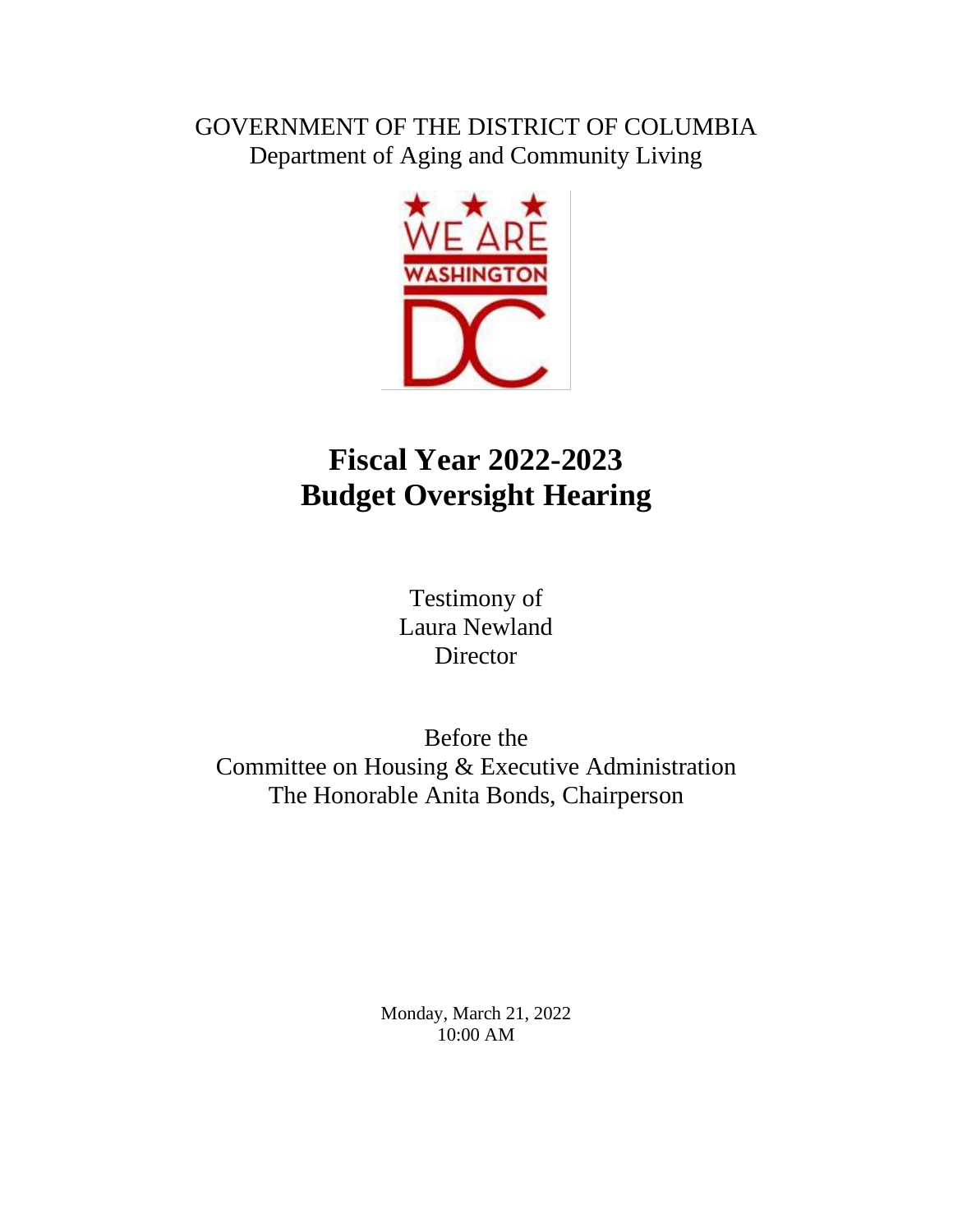GOVERNMENT OF THE DISTRICT OF COLUMBIA
Department of Aging and Community Living

# Fiscal Year 2022-2023 Budget Oversight Hearing

Testimony of
Laura Newland
Director

Before the
Committee on Housing & Executive Administration
The Honorable Anita Bonds, Chairperson

Monday, March 21, 2022
10:00 AM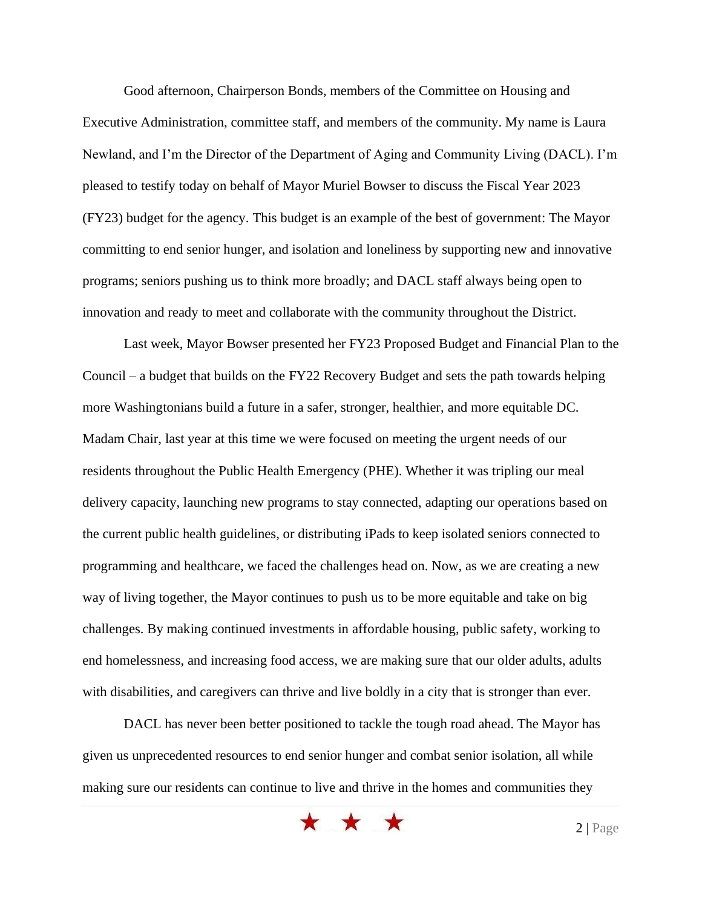Good afternoon, Chairperson Bonds, members of the Committee on Housing and Executive Administration, committee staff, and members of the community. My name is Laura Newland, and I'm the Director of the Department of Aging and Community Living (DACL). I'm pleased to testify today on behalf of Mayor Muriel Bowser to discuss the Fiscal Year 2023 (FY23) budget for the agency. This budget is an example of the best of government: The Mayor committing to end senior hunger, and isolation and loneliness by supporting new and innovative programs; seniors pushing us to think more broadly; and DACL staff always being open to innovation and ready to meet and collaborate with the community throughout the District.

Last week, Mayor Bowser presented her FY23 Proposed Budget and Financial Plan to the Council – a budget that builds on the FY22 Recovery Budget and sets the path towards helping more Washingtonians build a future in a safer, stronger, healthier, and more equitable DC. Madam Chair, last year at this time we were focused on meeting the urgent needs of our residents throughout the Public Health Emergency (PHE). Whether it was tripling our meal delivery capacity, launching new programs to stay connected, adapting our operations based on the current public health guidelines, or distributing iPads to keep isolated seniors connected to programming and healthcare, we faced the challenges head on. Now, as we are creating a new way of living together, the Mayor continues to push us to be more equitable and take on big challenges. By making continued investments in affordable housing, public safety, working to end homelessness, and increasing food access, we are making sure that our older adults, adults with disabilities, and caregivers can thrive and live boldly in a city that is stronger than ever.

DACL has never been better positioned to tackle the tough road ahead. The Mayor has given us unprecedented resources to end senior hunger and combat senior isolation, all while making sure our residents can continue to live and thrive in the homes and communities they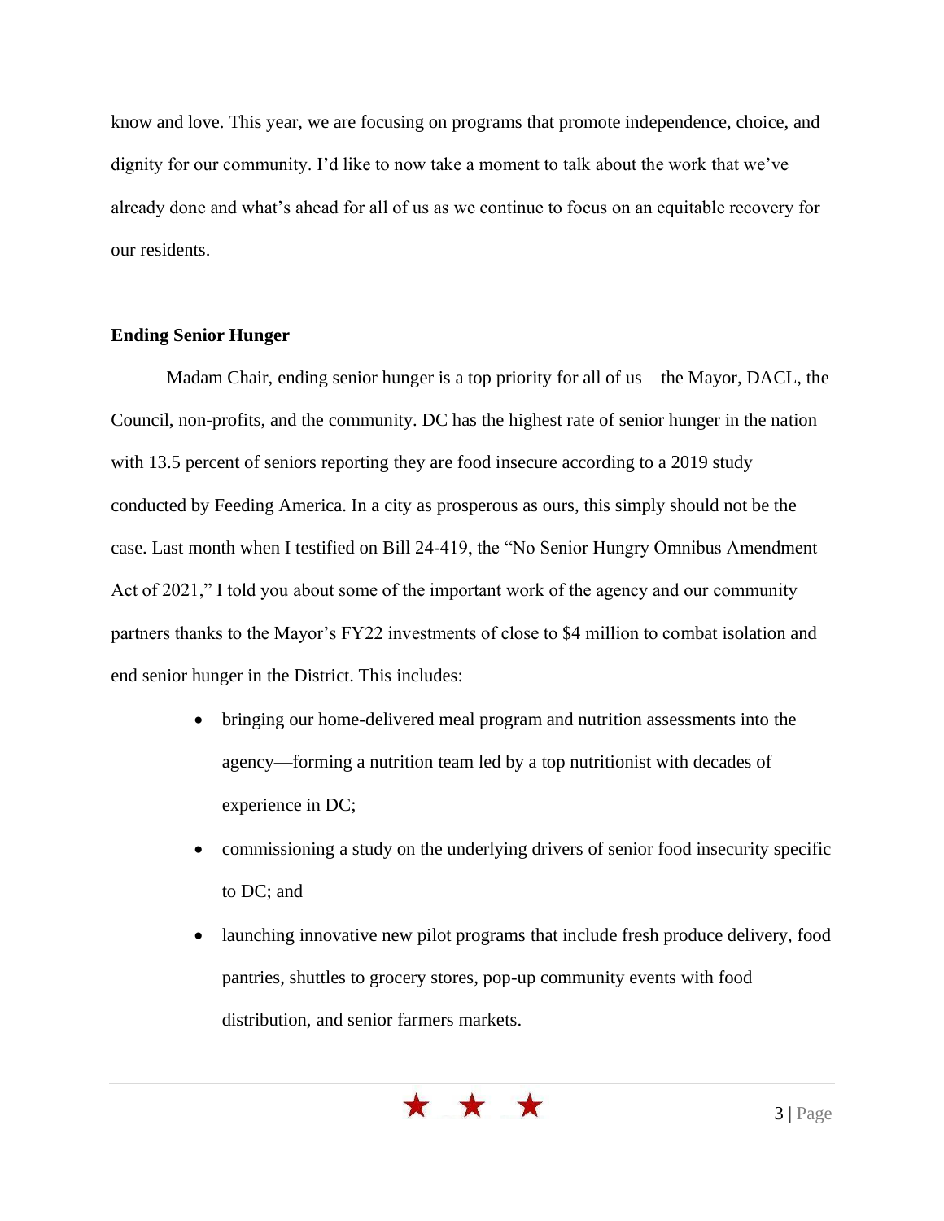know and love. This year, we are focusing on programs that promote independence, choice, and dignity for our community. I'd like to now take a moment to talk about the work that we've already done and what's ahead for all of us as we continue to focus on an equitable recovery for our residents.

**Ending Senior Hunger**

Madam Chair, ending senior hunger is a top priority for all of us—the Mayor, DACL, the Council, non-profits, and the community. DC has the highest rate of senior hunger in the nation with 13.5 percent of seniors reporting they are food insecure according to a 2019 study conducted by Feeding America. In a city as prosperous as ours, this simply should not be the case. Last month when I testified on Bill 24-419, the "No Senior Hungry Omnibus Amendment Act of 2021," I told you about some of the important work of the agency and our community partners thanks to the Mayor's FY22 investments of close to $4 million to combat isolation and end senior hunger in the District. This includes:

- bringing our home-delivered meal program and nutrition assessments into the agency—forming a nutrition team led by a top nutritionist with decades of experience in DC;
- commissioning a study on the underlying drivers of senior food insecurity specific to DC; and
- launching innovative new pilot programs that include fresh produce delivery, food pantries, shuttles to grocery stores, pop-up community events with food distribution, and senior farmers markets.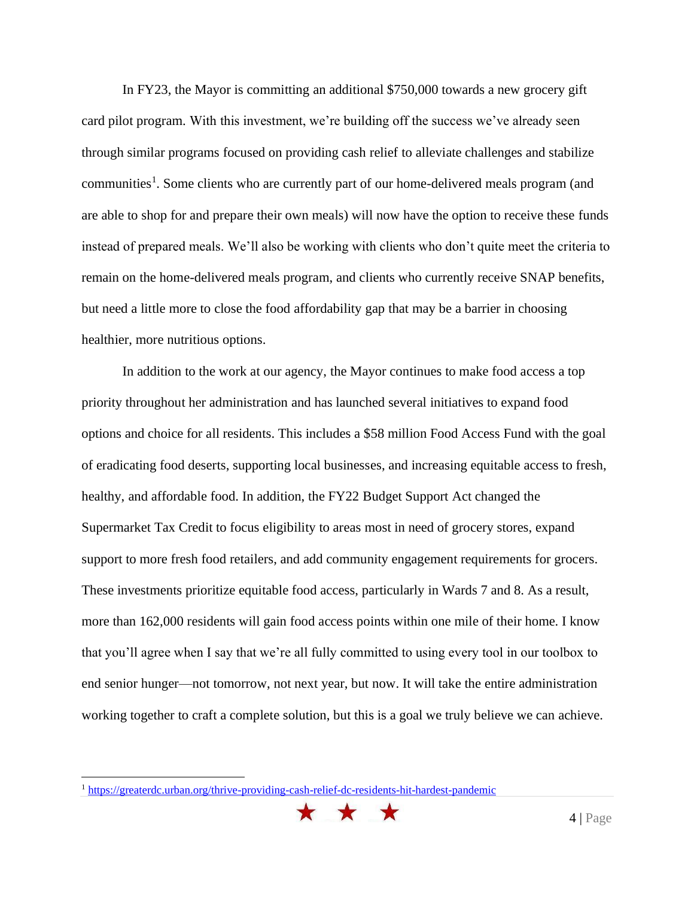In FY23, the Mayor is committing an additional $750,000 towards a new grocery gift card pilot program. With this investment, we're building off the success we've already seen through similar programs focused on providing cash relief to alleviate challenges and stabilize communities[1]. Some clients who are currently part of our home-delivered meals program (and are able to shop for and prepare their own meals) will now have the option to receive these funds instead of prepared meals. We'll also be working with clients who don't quite meet the criteria to remain on the home-delivered meals program, and clients who currently receive SNAP benefits, but need a little more to close the food affordability gap that may be a barrier in choosing healthier, more nutritious options.

In addition to the work at our agency, the Mayor continues to make food access a top priority throughout her administration and has launched several initiatives to expand food options and choice for all residents. This includes a $58 million Food Access Fund with the goal of eradicating food deserts, supporting local businesses, and increasing equitable access to fresh, healthy, and affordable food. In addition, the FY22 Budget Support Act changed the Supermarket Tax Credit to focus eligibility to areas most in need of grocery stores, expand support to more fresh food retailers, and add community engagement requirements for grocers. These investments prioritize equitable food access, particularly in Wards 7 and 8. As a result, more than 162,000 residents will gain food access points within one mile of their home. I know that you'll agree when I say that we're all fully committed to using every tool in our toolbox to end senior hunger—not tomorrow, not next year, but now. It will take the entire administration working together to craft a complete solution, but this is a goal we truly believe we can achieve.

---

[1] https://greaterdc.urban.org/thrive-providing-cash-relief-dc-residents-hit-hardest-pandemic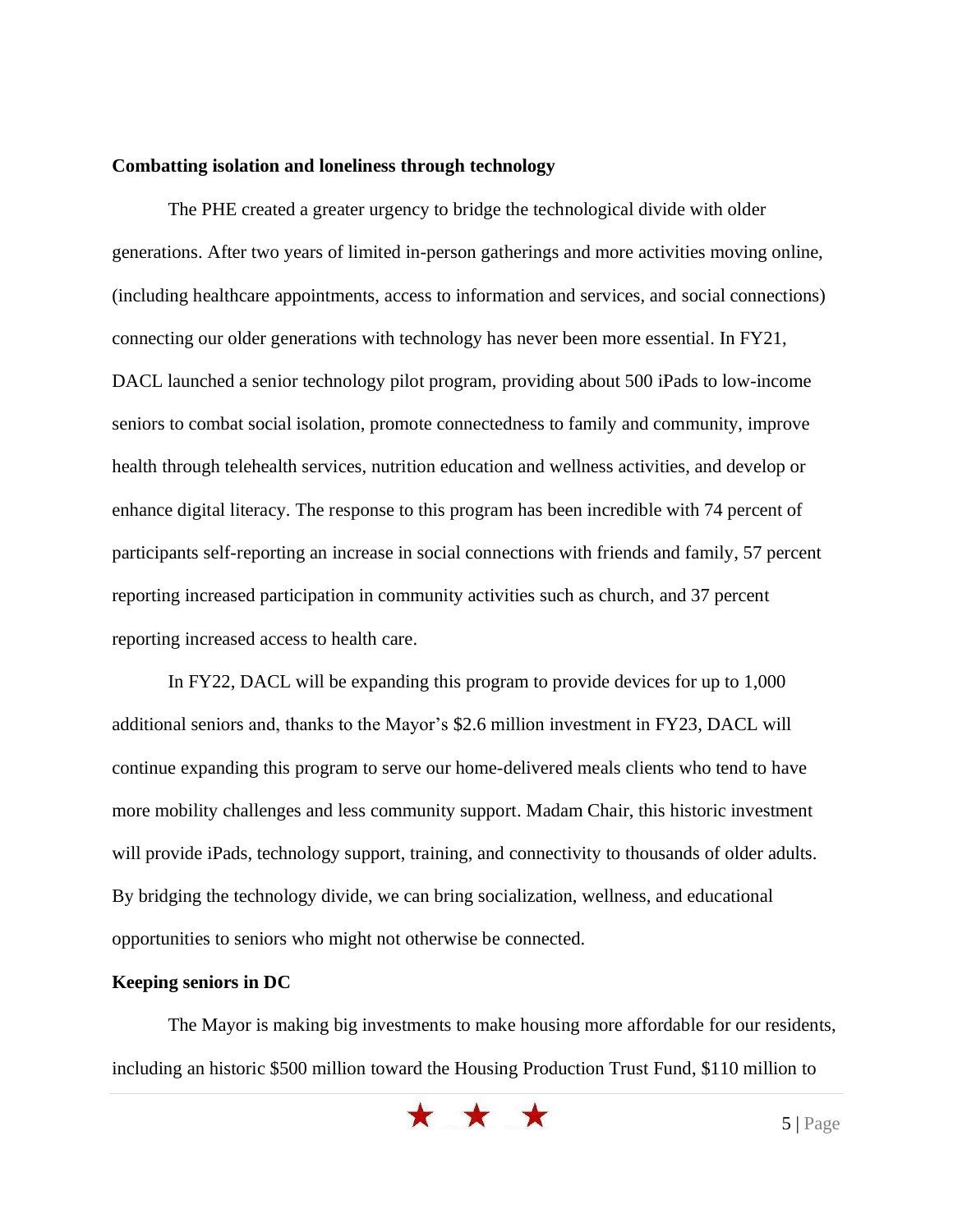**Combatting isolation and loneliness through technology**

The PHE created a greater urgency to bridge the technological divide with older generations. After two years of limited in-person gatherings and more activities moving online, (including healthcare appointments, access to information and services, and social connections) connecting our older generations with technology has never been more essential. In FY21, DACL launched a senior technology pilot program, providing about 500 iPads to low-income seniors to combat social isolation, promote connectedness to family and community, improve health through telehealth services, nutrition education and wellness activities, and develop or enhance digital literacy. The response to this program has been incredible with 74 percent of participants self-reporting an increase in social connections with friends and family, 57 percent reporting increased participation in community activities such as church, and 37 percent reporting increased access to health care.

In FY22, DACL will be expanding this program to provide devices for up to 1,000 additional seniors and, thanks to the Mayor's $2.6 million investment in FY23, DACL will continue expanding this program to serve our home-delivered meals clients who tend to have more mobility challenges and less community support. Madam Chair, this historic investment will provide iPads, technology support, training, and connectivity to thousands of older adults. By bridging the technology divide, we can bring socialization, wellness, and educational opportunities to seniors who might not otherwise be connected.

**Keeping seniors in DC**

The Mayor is making big investments to make housing more affordable for our residents, including an historic $500 million toward the Housing Production Trust Fund, $110 million to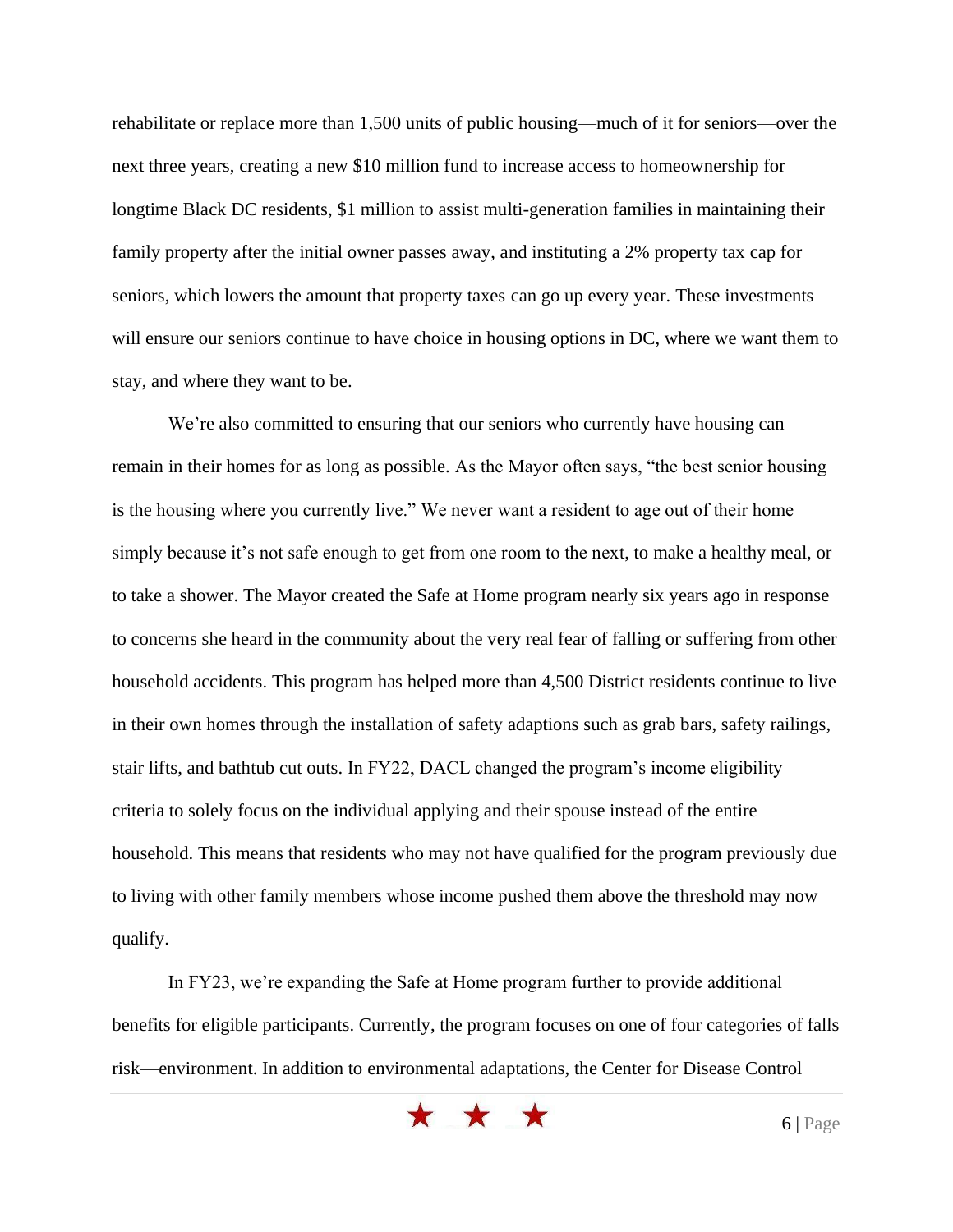rehabilitate or replace more than 1,500 units of public housing—much of it for seniors—over the next three years, creating a new $10 million fund to increase access to homeownership for longtime Black DC residents, $1 million to assist multi-generation families in maintaining their family property after the initial owner passes away, and instituting a 2% property tax cap for seniors, which lowers the amount that property taxes can go up every year. These investments will ensure our seniors continue to have choice in housing options in DC, where we want them to stay, and where they want to be.

We're also committed to ensuring that our seniors who currently have housing can remain in their homes for as long as possible. As the Mayor often says, "the best senior housing is the housing where you currently live." We never want a resident to age out of their home simply because it's not safe enough to get from one room to the next, to make a healthy meal, or to take a shower. The Mayor created the Safe at Home program nearly six years ago in response to concerns she heard in the community about the very real fear of falling or suffering from other household accidents. This program has helped more than 4,500 District residents continue to live in their own homes through the installation of safety adaptions such as grab bars, safety railings, stair lifts, and bathtub cut outs. In FY22, DACL changed the program's income eligibility criteria to solely focus on the individual applying and their spouse instead of the entire household. This means that residents who may not have qualified for the program previously due to living with other family members whose income pushed them above the threshold may now qualify.

In FY23, we're expanding the Safe at Home program further to provide additional benefits for eligible participants. Currently, the program focuses on one of four categories of falls risk—environment. In addition to environmental adaptations, the Center for Disease Control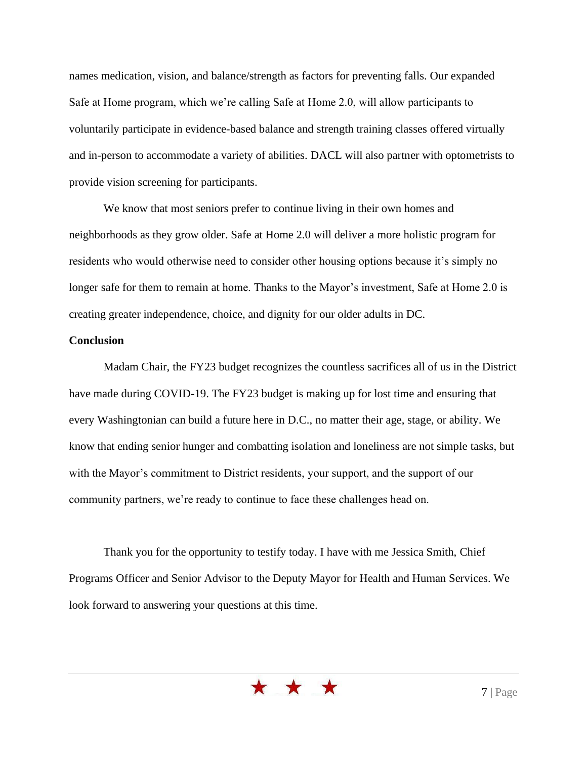names medication, vision, and balance/strength as factors for preventing falls. Our expanded Safe at Home program, which we're calling Safe at Home 2.0, will allow participants to voluntarily participate in evidence-based balance and strength training classes offered virtually and in-person to accommodate a variety of abilities. DACL will also partner with optometrists to provide vision screening for participants.

We know that most seniors prefer to continue living in their own homes and neighborhoods as they grow older. Safe at Home 2.0 will deliver a more holistic program for residents who would otherwise need to consider other housing options because it's simply no longer safe for them to remain at home. Thanks to the Mayor's investment, Safe at Home 2.0 is creating greater independence, choice, and dignity for our older adults in DC.

**Conclusion**

Madam Chair, the FY23 budget recognizes the countless sacrifices all of us in the District have made during COVID-19. The FY23 budget is making up for lost time and ensuring that every Washingtonian can build a future here in D.C., no matter their age, stage, or ability. We know that ending senior hunger and combatting isolation and loneliness are not simple tasks, but with the Mayor's commitment to District residents, your support, and the support of our community partners, we're ready to continue to face these challenges head on.

Thank you for the opportunity to testify today. I have with me Jessica Smith, Chief Programs Officer and Senior Advisor to the Deputy Mayor for Health and Human Services. We look forward to answering your questions at this time.